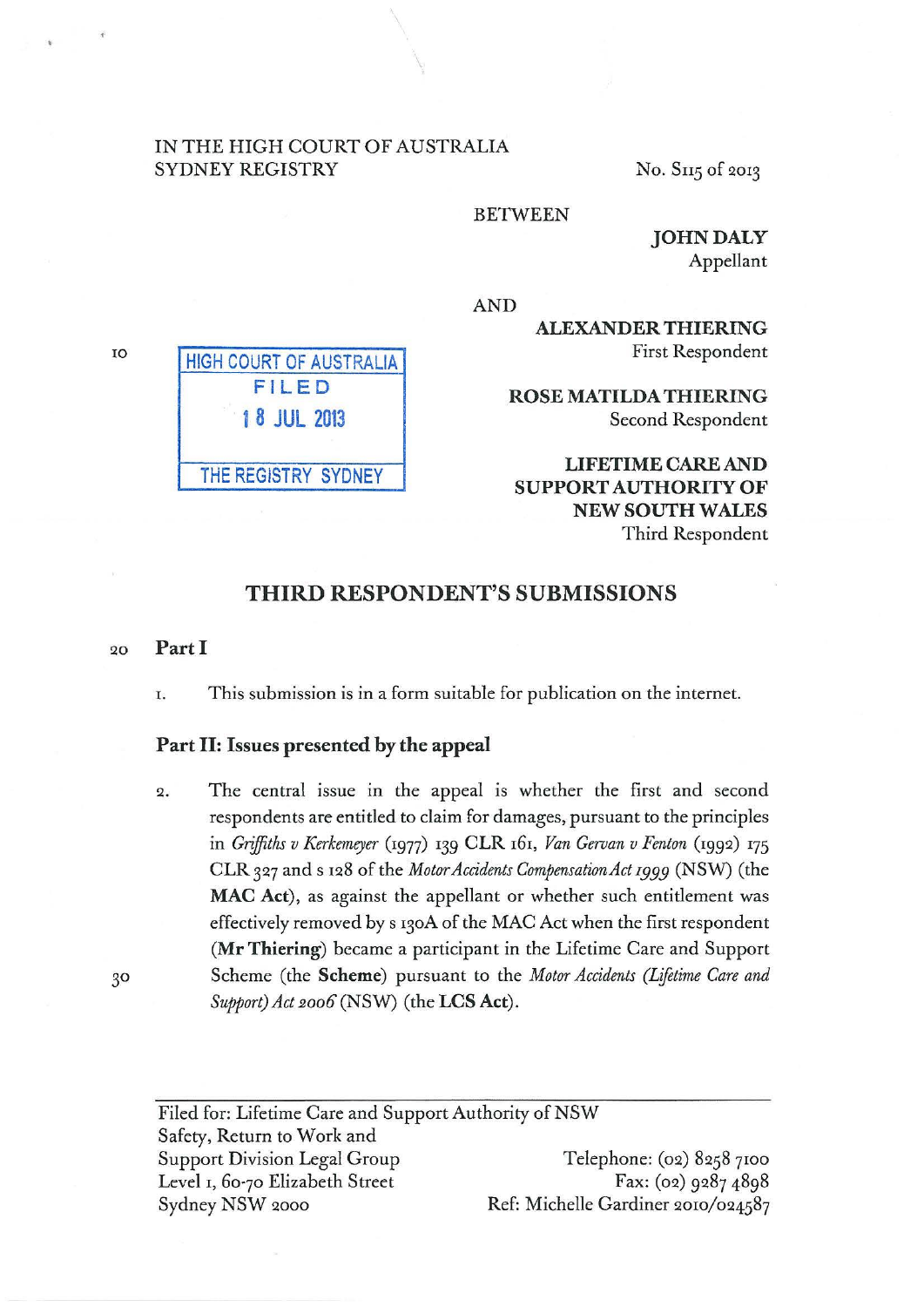IN THE HIGH COURT OF AUSTRALIA
SYDNEY REGISTRY

No. S115 of 2013

BETWEEN

**JOHN DALY**
Appellant

AND

**ALEXANDER THIERING**
First Respondent

**ROSE MATILDA THIERING**
Second Respondent

**LIFETIME CARE AND SUPPORT AUTHORITY OF NEW SOUTH WALES**
Third Respondent

HIGH COURT OF AUSTRALIA
FILED
18 JUL 2013
THE REGISTRY SYDNEY

## THIRD RESPONDENT'S SUBMISSIONS

### Part I

1. This submission is in a form suitable for publication on the internet.

### Part II: Issues presented by the appeal

2. The central issue in the appeal is whether the first and second respondents are entitled to claim for damages, pursuant to the principles in *Griffiths v Kerkemeyer* (1977) 139 CLR 161, *Van Gervan v Fenton* (1992) 175 CLR 327 and s 128 of the *Motor Accidents Compensation Act 1999* (NSW) (the **MAC Act**), as against the appellant or whether such entitlement was effectively removed by s 130A of the MAC Act when the first respondent (**Mr Thiering**) became a participant in the Lifetime Care and Support Scheme (the **Scheme**) pursuant to the *Motor Accidents (Lifetime Care and Support) Act 2006* (NSW) (the **LCS Act**).

Filed for: Lifetime Care and Support Authority of NSW
Safety, Return to Work and Support Division Legal Group
Level 1, 60-70 Elizabeth Street
Sydney NSW 2000

Telephone: (02) 8258 7100
Fax: (02) 9287 4898
Ref: Michelle Gardiner 2010/024587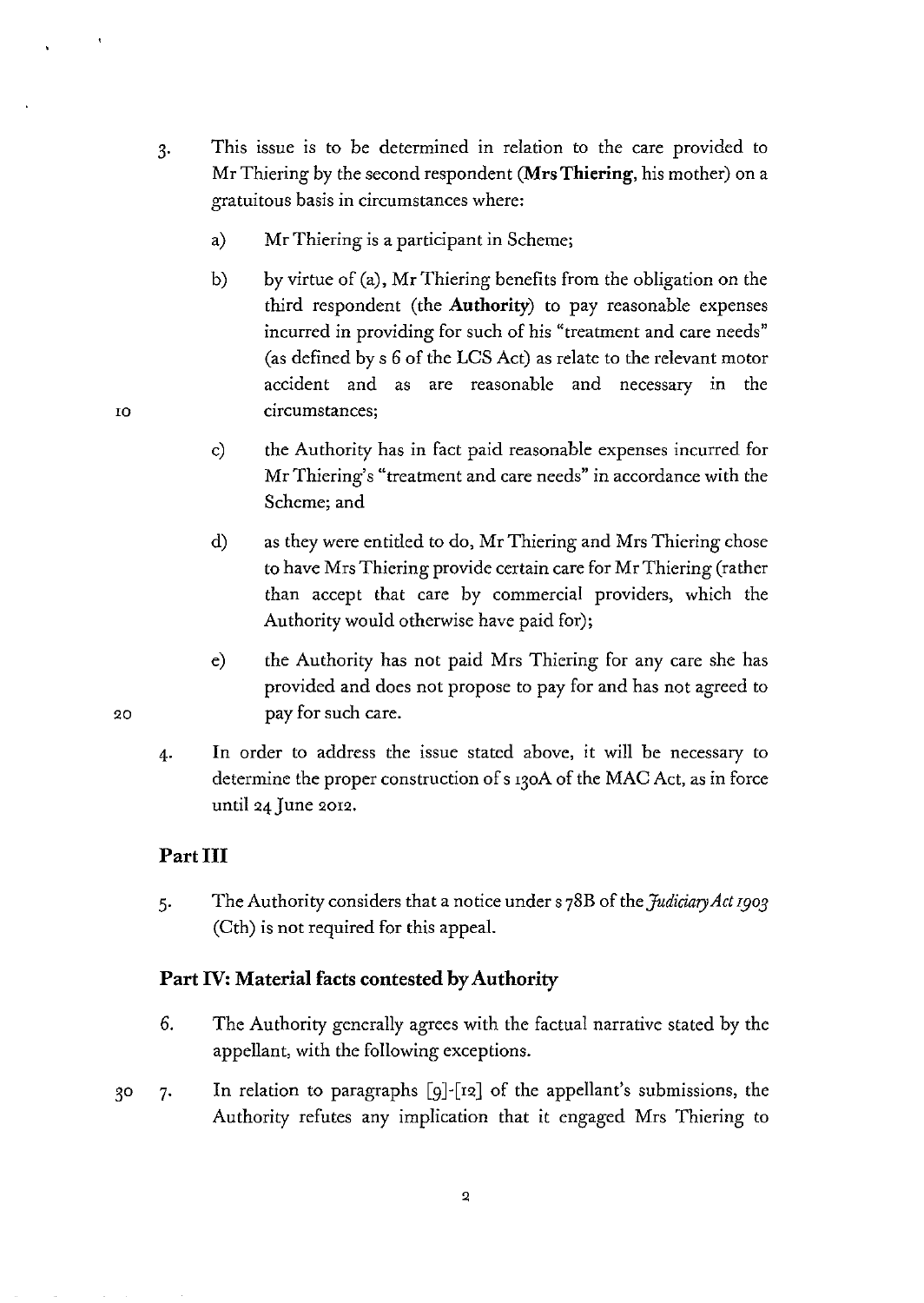3. This issue is to be determined in relation to the care provided to Mr Thiering by the second respondent (**Mrs Thiering**, his mother) on a gratuitous basis in circumstances where:

   a) Mr Thiering is a participant in Scheme;

   b) by virtue of (a), Mr Thiering benefits from the obligation on the third respondent (the **Authority**) to pay reasonable expenses incurred in providing for such of his "treatment and care needs" (as defined by s 6 of the LCS Act) as relate to the relevant motor accident and as are reasonable and necessary in the circumstances;

   c) the Authority has in fact paid reasonable expenses incurred for Mr Thiering's "treatment and care needs" in accordance with the Scheme; and

   d) as they were entitled to do, Mr Thiering and Mrs Thiering chose to have Mrs Thiering provide certain care for Mr Thiering (rather than accept that care by commercial providers, which the Authority would otherwise have paid for);

   e) the Authority has not paid Mrs Thiering for any care she has provided and does not propose to pay for and has not agreed to pay for such care.

4. In order to address the issue stated above, it will be necessary to determine the proper construction of s 130A of the MAC Act, as in force until 24 June 2012.

## Part III

5. The Authority considers that a notice under s 78B of the *Judiciary Act 1903* (Cth) is not required for this appeal.

## Part IV: Material facts contested by Authority

6. The Authority generally agrees with the factual narrative stated by the appellant, with the following exceptions.

7. In relation to paragraphs [9]-[12] of the appellant's submissions, the Authority refutes any implication that it engaged Mrs Thiering to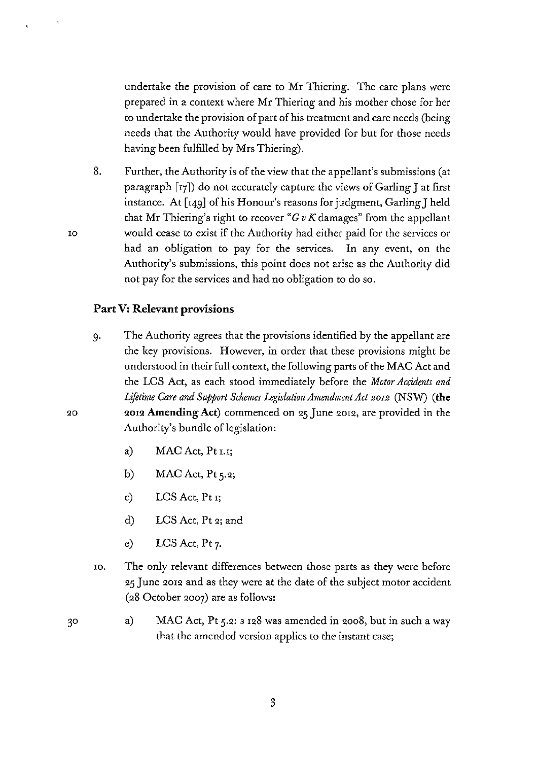undertake the provision of care to Mr Thiering. The care plans were prepared in a context where Mr Thiering and his mother chose for her to undertake the provision of part of his treatment and care needs (being needs that the Authority would have provided for but for those needs having been fulfilled by Mrs Thiering).

8. Further, the Authority is of the view that the appellant's submissions (at paragraph [17]) do not accurately capture the views of Garling J at first instance. At [149] of his Honour's reasons for judgment, Garling J held that Mr Thiering's right to recover "*G v K* damages" from the appellant would cease to exist if the Authority had either paid for the services or had an obligation to pay for the services. In any event, on the Authority's submissions, this point does not arise as the Authority did not pay for the services and had no obligation to do so.

## Part V: Relevant provisions

9. The Authority agrees that the provisions identified by the appellant are the key provisions. However, in order that these provisions might be understood in their full context, the following parts of the MAC Act and the LCS Act, as each stood immediately before the *Motor Accidents and Lifetime Care and Support Schemes Legislation Amendment Act 2012* (NSW) (**the 2012 Amending Act**) commenced on 25 June 2012, are provided in the Authority's bundle of legislation:

   a) MAC Act, Pt 1.1;

   b) MAC Act, Pt 5.2;

   c) LCS Act, Pt 1;

   d) LCS Act, Pt 2; and

   e) LCS Act, Pt 7.

10. The only relevant differences between those parts as they were before 25 June 2012 and as they were at the date of the subject motor accident (28 October 2007) are as follows:

   a) MAC Act, Pt 5.2: s 128 was amended in 2008, but in such a way that the amended version applies to the instant case;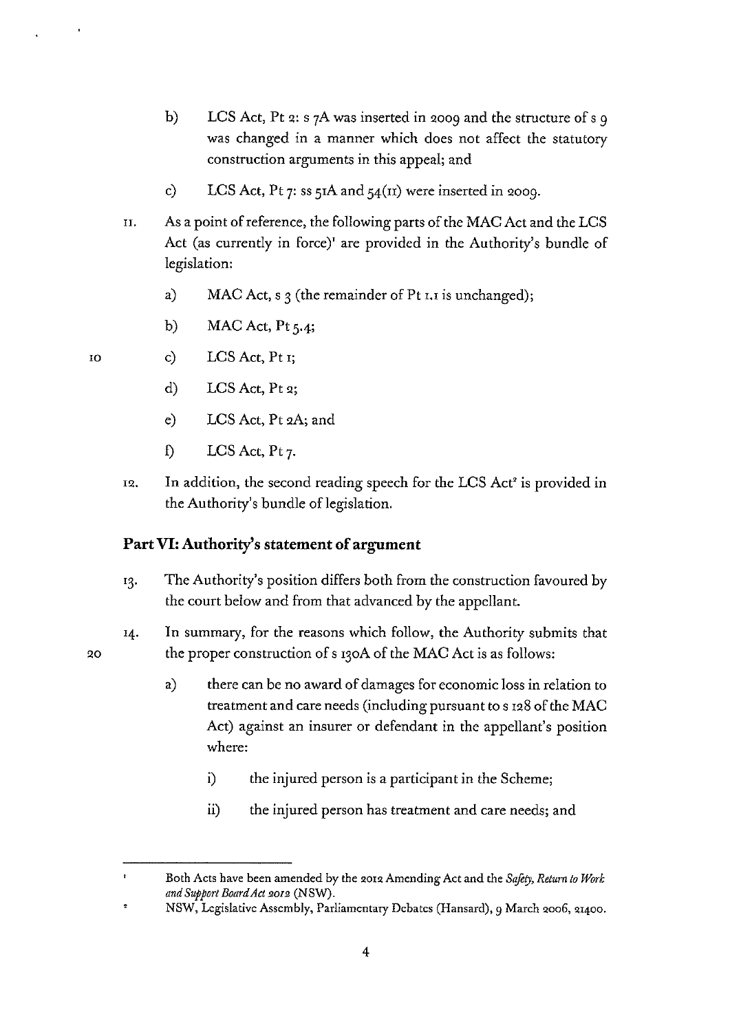b) LCS Act, Pt 2: s 7A was inserted in 2009 and the structure of s 9 was changed in a manner which does not affect the statutory construction arguments in this appeal; and

c) LCS Act, Pt 7: ss 51A and 54(11) were inserted in 2009.

11. As a point of reference, the following parts of the MAC Act and the LCS Act (as currently in force)[1] are provided in the Authority's bundle of legislation:

    a) MAC Act, s 3 (the remainder of Pt 1.1 is unchanged);

    b) MAC Act, Pt 5.4;

    c) LCS Act, Pt 1;

    d) LCS Act, Pt 2;

    e) LCS Act, Pt 2A; and

    f) LCS Act, Pt 7.

12. In addition, the second reading speech for the LCS Act[2] is provided in the Authority's bundle of legislation.

## Part VI: Authority's statement of argument

13. The Authority's position differs both from the construction favoured by the court below and from that advanced by the appellant.

14. In summary, for the reasons which follow, the Authority submits that the proper construction of s 130A of the MAC Act is as follows:

    a) there can be no award of damages for economic loss in relation to treatment and care needs (including pursuant to s 128 of the MAC Act) against an insurer or defendant in the appellant's position where:

        i) the injured person is a participant in the Scheme;

        ii) the injured person has treatment and care needs; and

---

[1] Both Acts have been amended by the 2012 Amending Act and the *Safety, Return to Work and Support Board Act 2012* (NSW).

[2] NSW, Legislative Assembly, Parliamentary Debates (Hansard), 9 March 2006, 21400.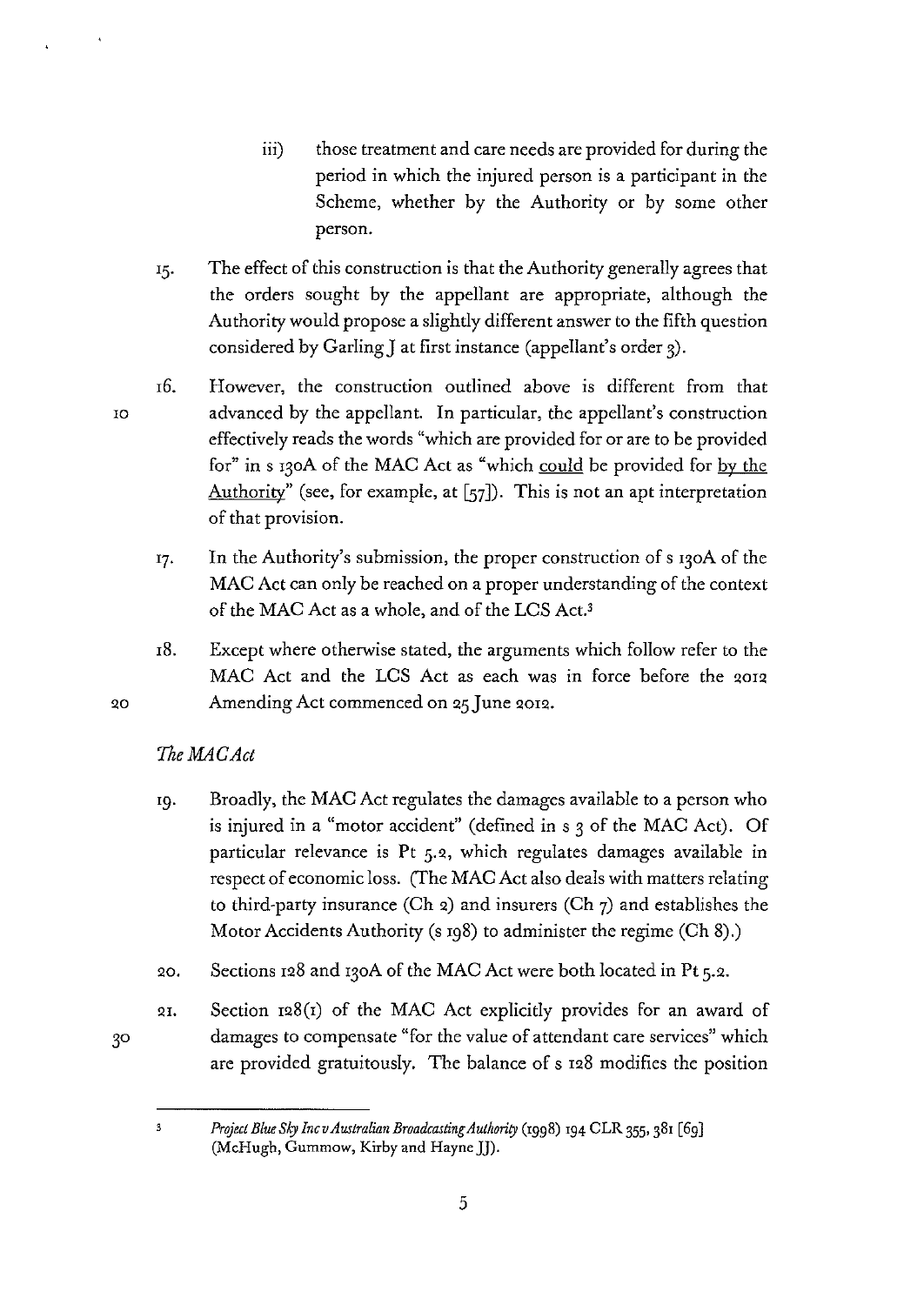iii) those treatment and care needs are provided for during the period in which the injured person is a participant in the Scheme, whether by the Authority or by some other person.

15. The effect of this construction is that the Authority generally agrees that the orders sought by the appellant are appropriate, although the Authority would propose a slightly different answer to the fifth question considered by Garling J at first instance (appellant's order 3).

16. However, the construction outlined above is different from that advanced by the appellant. In particular, the appellant's construction effectively reads the words "which are provided for or are to be provided for" in s 130A of the MAC Act as "which could be provided for by the Authority" (see, for example, at [57]). This is not an apt interpretation of that provision.

17. In the Authority's submission, the proper construction of s 130A of the MAC Act can only be reached on a proper understanding of the context of the MAC Act as a whole, and of the LCS Act.[3]

18. Except where otherwise stated, the arguments which follow refer to the MAC Act and the LCS Act as each was in force before the 2012 Amending Act commenced on 25 June 2012.

*The MAC Act*

19. Broadly, the MAC Act regulates the damages available to a person who is injured in a "motor accident" (defined in s 3 of the MAC Act). Of particular relevance is Pt 5.2, which regulates damages available in respect of economic loss. (The MAC Act also deals with matters relating to third-party insurance (Ch 2) and insurers (Ch 7) and establishes the Motor Accidents Authority (s 198) to administer the regime (Ch 8).)

20. Sections 128 and 130A of the MAC Act were both located in Pt 5.2.

21. Section 128(1) of the MAC Act explicitly provides for an award of damages to compensate "for the value of attendant care services" which are provided gratuitously. The balance of s 128 modifies the position

---

[3] *Project Blue Sky Inc v Australian Broadcasting Authority* (1998) 194 CLR 355, 381 [69] (McHugh, Gummow, Kirby and Hayne JJ).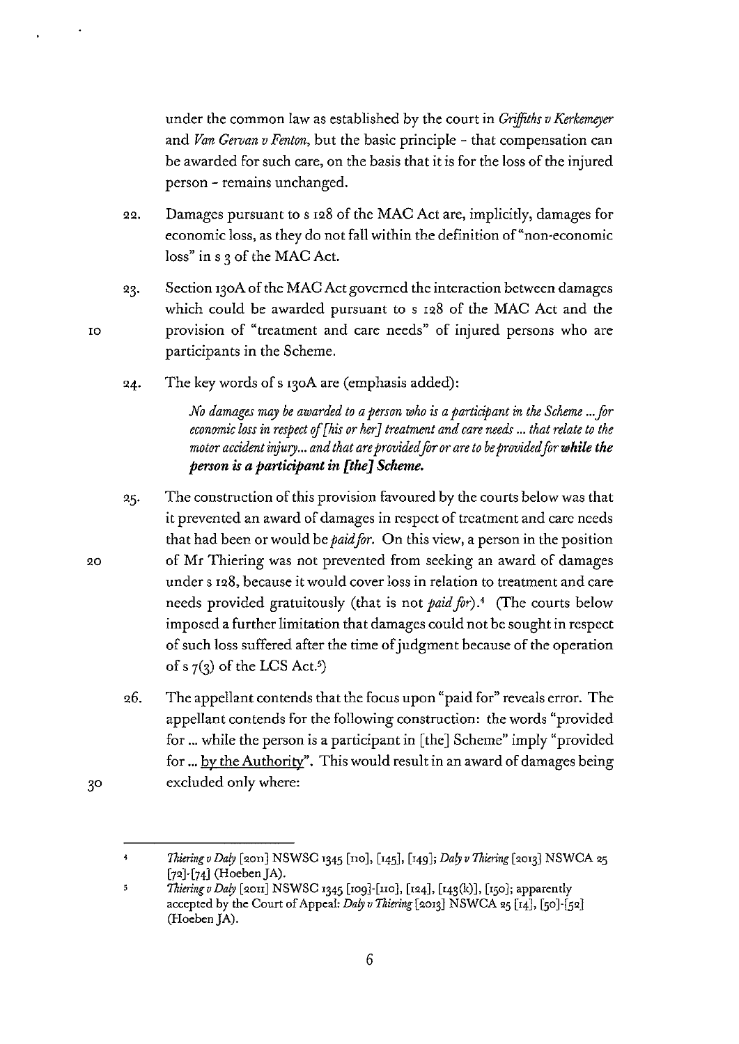under the common law as established by the court in *Griffiths v Kerkemeyer* and *Van Gervan v Fenton*, but the basic principle - that compensation can be awarded for such care, on the basis that it is for the loss of the injured person - remains unchanged.

22. Damages pursuant to s 128 of the MAC Act are, implicitly, damages for economic loss, as they do not fall within the definition of "non-economic loss" in s 3 of the MAC Act.

23. Section 130A of the MAC Act governed the interaction between damages which could be awarded pursuant to s 128 of the MAC Act and the provision of "treatment and care needs" of injured persons who are participants in the Scheme.

24. The key words of s 130A are (emphasis added):

> *No damages may be awarded to a person who is a participant in the Scheme ... for economic loss in respect of [his or her] treatment and care needs ... that relate to the motor accident injury... and that are provided for or are to be provided for* ***while the person is a participant in [the] Scheme.***

25. The construction of this provision favoured by the courts below was that it prevented an award of damages in respect of treatment and care needs that had been or would be *paid for*. On this view, a person in the position of Mr Thiering was not prevented from seeking an award of damages under s 128, because it would cover loss in relation to treatment and care needs provided gratuitously (that is not *paid for*).[4] (The courts below imposed a further limitation that damages could not be sought in respect of such loss suffered after the time of judgment because of the operation of s 7(3) of the LCS Act.[5])

26. The appellant contends that the focus upon "paid for" reveals error. The appellant contends for the following construction: the words "provided for ... while the person is a participant in [the] Scheme" imply "provided for ... <u>by the Authority</u>". This would result in an award of damages being excluded only where:

---

[4] *Thiering v Daly* [2011] NSWSC 1345 [110], [145], [149]; *Daly v Thiering* [2013] NSWCA 25 [72]-[74] (Hoeben JA).

[5] *Thiering v Daly* [2011] NSWSC 1345 [109]-[110], [124], [143(k)], [150]; apparently accepted by the Court of Appeal: *Daly v Thiering* [2013] NSWCA 25 [14], [50]-[52] (Hoeben JA).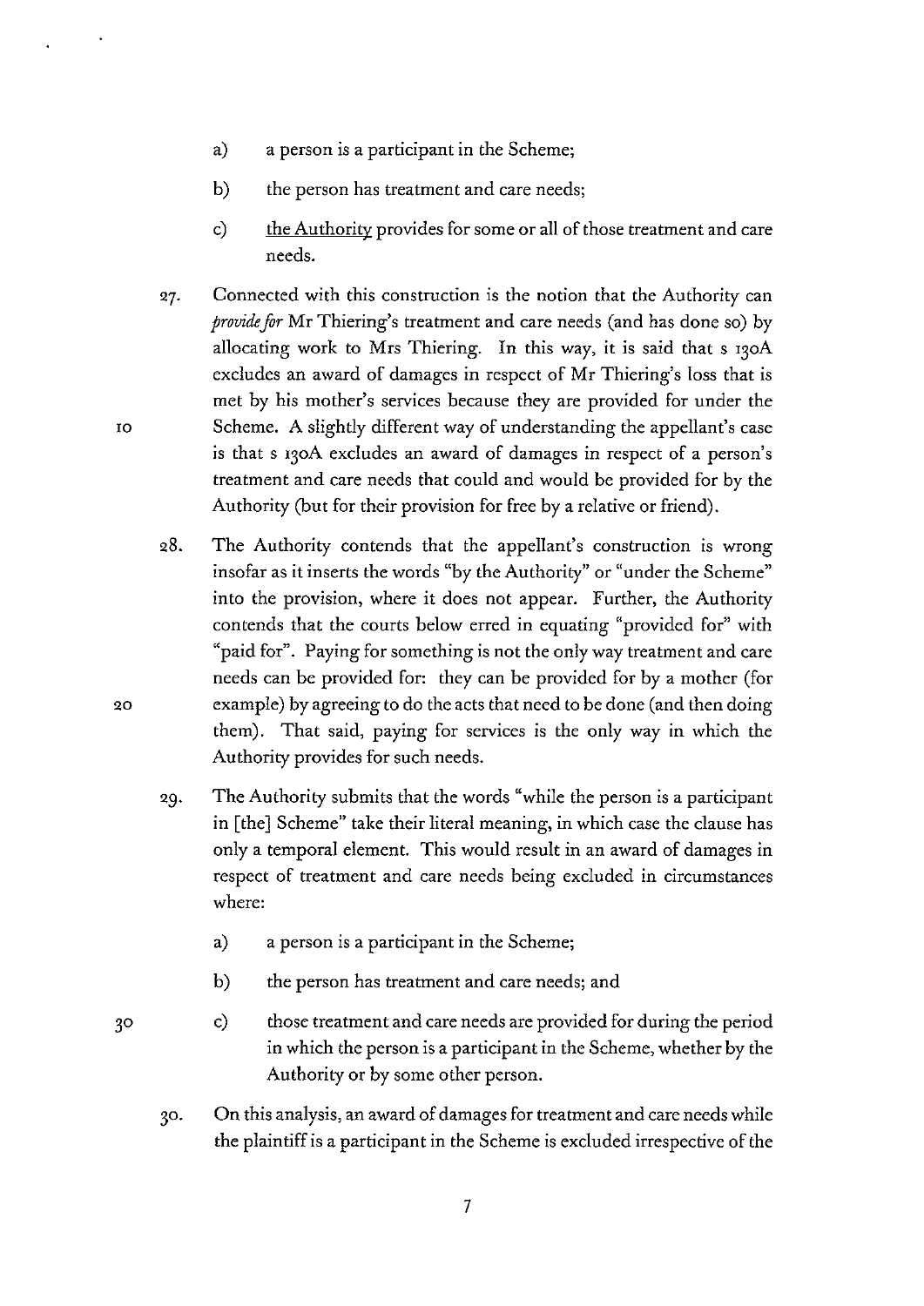a) a person is a participant in the Scheme;

b) the person has treatment and care needs;

c) the Authority provides for some or all of those treatment and care needs.

27. Connected with this construction is the notion that the Authority can *provide for* Mr Thiering's treatment and care needs (and has done so) by allocating work to Mrs Thiering. In this way, it is said that s 130A excludes an award of damages in respect of Mr Thiering's loss that is met by his mother's services because they are provided for under the Scheme. A slightly different way of understanding the appellant's case is that s 130A excludes an award of damages in respect of a person's treatment and care needs that could and would be provided for by the Authority (but for their provision for free by a relative or friend).

28. The Authority contends that the appellant's construction is wrong insofar as it inserts the words "by the Authority" or "under the Scheme" into the provision, where it does not appear. Further, the Authority contends that the courts below erred in equating "provided for" with "paid for". Paying for something is not the only way treatment and care needs can be provided for: they can be provided for by a mother (for example) by agreeing to do the acts that need to be done (and then doing them). That said, paying for services is the only way in which the Authority provides for such needs.

29. The Authority submits that the words "while the person is a participant in [the] Scheme" take their literal meaning, in which case the clause has only a temporal element. This would result in an award of damages in respect of treatment and care needs being excluded in circumstances where:

a) a person is a participant in the Scheme;

b) the person has treatment and care needs; and

c) those treatment and care needs are provided for during the period in which the person is a participant in the Scheme, whether by the Authority or by some other person.

30. On this analysis, an award of damages for treatment and care needs while the plaintiff is a participant in the Scheme is excluded irrespective of the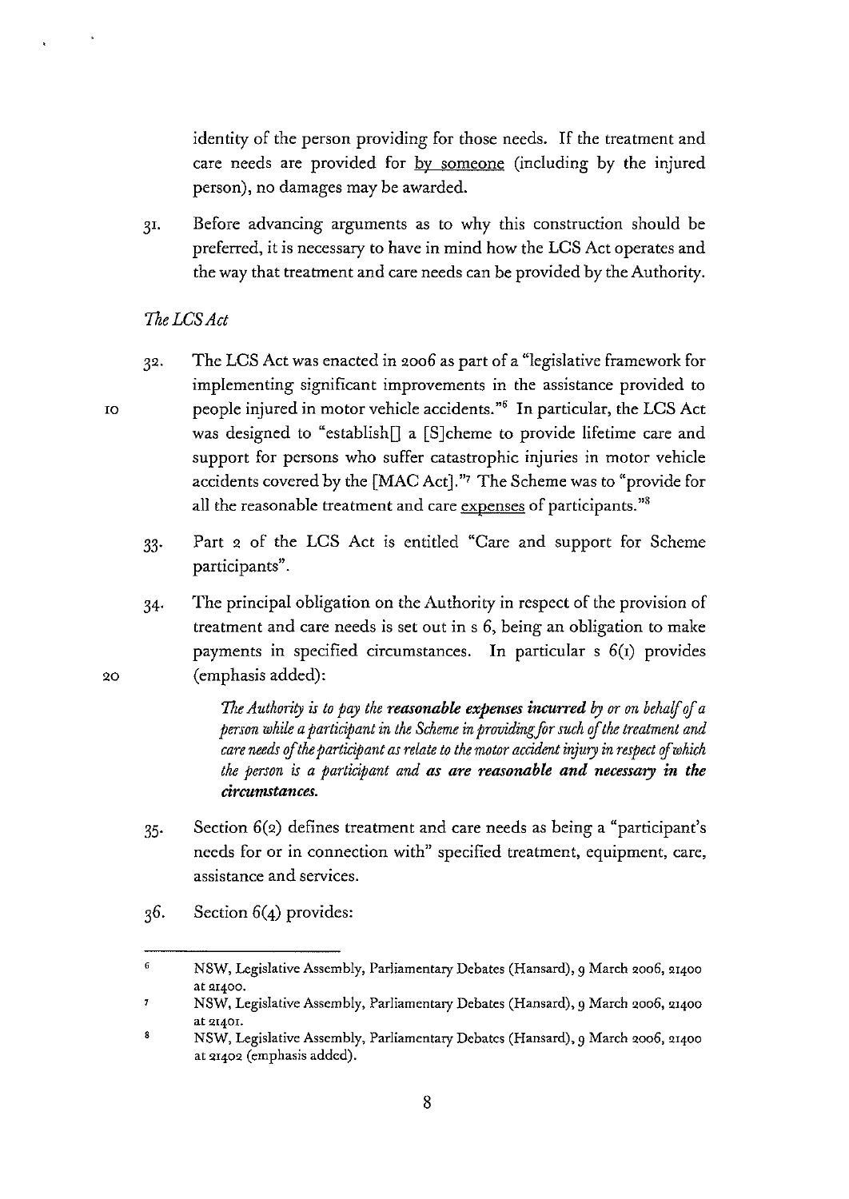identity of the person providing for those needs. If the treatment and care needs are provided for by someone (including by the injured person), no damages may be awarded.

31. Before advancing arguments as to why this construction should be preferred, it is necessary to have in mind how the LCS Act operates and the way that treatment and care needs can be provided by the Authority.

*The LCS Act*

32. The LCS Act was enacted in 2006 as part of a "legislative framework for implementing significant improvements in the assistance provided to people injured in motor vehicle accidents."[6] In particular, the LCS Act was designed to "establish[] a [S]cheme to provide lifetime care and support for persons who suffer catastrophic injuries in motor vehicle accidents covered by the [MAC Act]."[7] The Scheme was to "provide for all the reasonable treatment and care expenses of participants."[8]

33. Part 2 of the LCS Act is entitled "Care and support for Scheme participants".

34. The principal obligation on the Authority in respect of the provision of treatment and care needs is set out in s 6, being an obligation to make payments in specified circumstances. In particular s 6(1) provides (emphasis added):

> *The Authority is to pay the **reasonable expenses incurred** by or on behalf of a person while a participant in the Scheme in providing for such of the treatment and care needs of the participant as relate to the motor accident injury in respect of which the person is a participant and **as are reasonable and necessary in the circumstances.***

35. Section 6(2) defines treatment and care needs as being a "participant's needs for or in connection with" specified treatment, equipment, care, assistance and services.

36. Section 6(4) provides:

---

[6] NSW, Legislative Assembly, Parliamentary Debates (Hansard), 9 March 2006, 21400 at 21400.

[7] NSW, Legislative Assembly, Parliamentary Debates (Hansard), 9 March 2006, 21400 at 21401.

[8] NSW, Legislative Assembly, Parliamentary Debates (Hansard), 9 March 2006, 21400 at 21402 (emphasis added).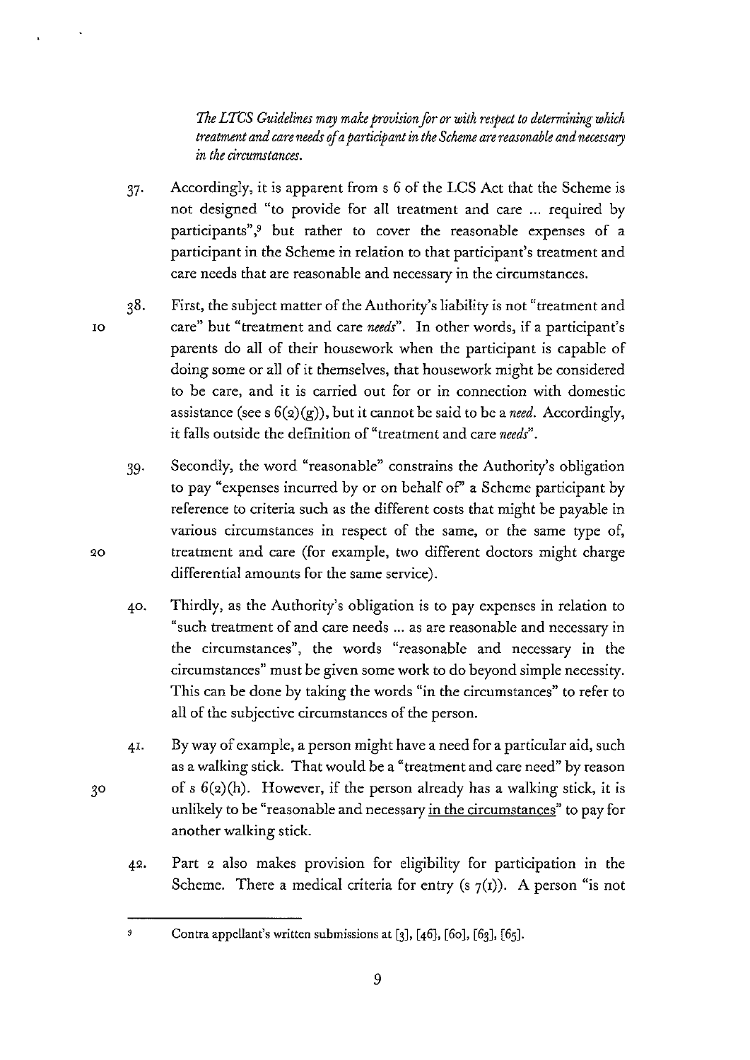*The LTCS Guidelines may make provision for or with respect to determining which treatment and care needs of a participant in the Scheme are reasonable and necessary in the circumstances.*

37. Accordingly, it is apparent from s 6 of the LCS Act that the Scheme is not designed "to provide for all treatment and care ... required by participants",[9] but rather to cover the reasonable expenses of a participant in the Scheme in relation to that participant's treatment and care needs that are reasonable and necessary in the circumstances.

38. First, the subject matter of the Authority's liability is not "treatment and care" but "treatment and care *needs*". In other words, if a participant's parents do all of their housework when the participant is capable of doing some or all of it themselves, that housework might be considered to be care, and it is carried out for or in connection with domestic assistance (see s 6(2)(g)), but it cannot be said to be a *need*. Accordingly, it falls outside the definition of "treatment and care *needs*".

39. Secondly, the word "reasonable" constrains the Authority's obligation to pay "expenses incurred by or on behalf of" a Scheme participant by reference to criteria such as the different costs that might be payable in various circumstances in respect of the same, or the same type of, treatment and care (for example, two different doctors might charge differential amounts for the same service).

40. Thirdly, as the Authority's obligation is to pay expenses in relation to "such treatment of and care needs ... as are reasonable and necessary in the circumstances", the words "reasonable and necessary in the circumstances" must be given some work to do beyond simple necessity. This can be done by taking the words "in the circumstances" to refer to all of the subjective circumstances of the person.

41. By way of example, a person might have a need for a particular aid, such as a walking stick. That would be a "treatment and care need" by reason of s 6(2)(h). However, if the person already has a walking stick, it is unlikely to be "reasonable and necessary <u>in the circumstances</u>" to pay for another walking stick.

42. Part 2 also makes provision for eligibility for participation in the Scheme. There a medical criteria for entry (s 7(1)). A person "is not

---

[9] Contra appellant's written submissions at [3], [46], [60], [63], [65].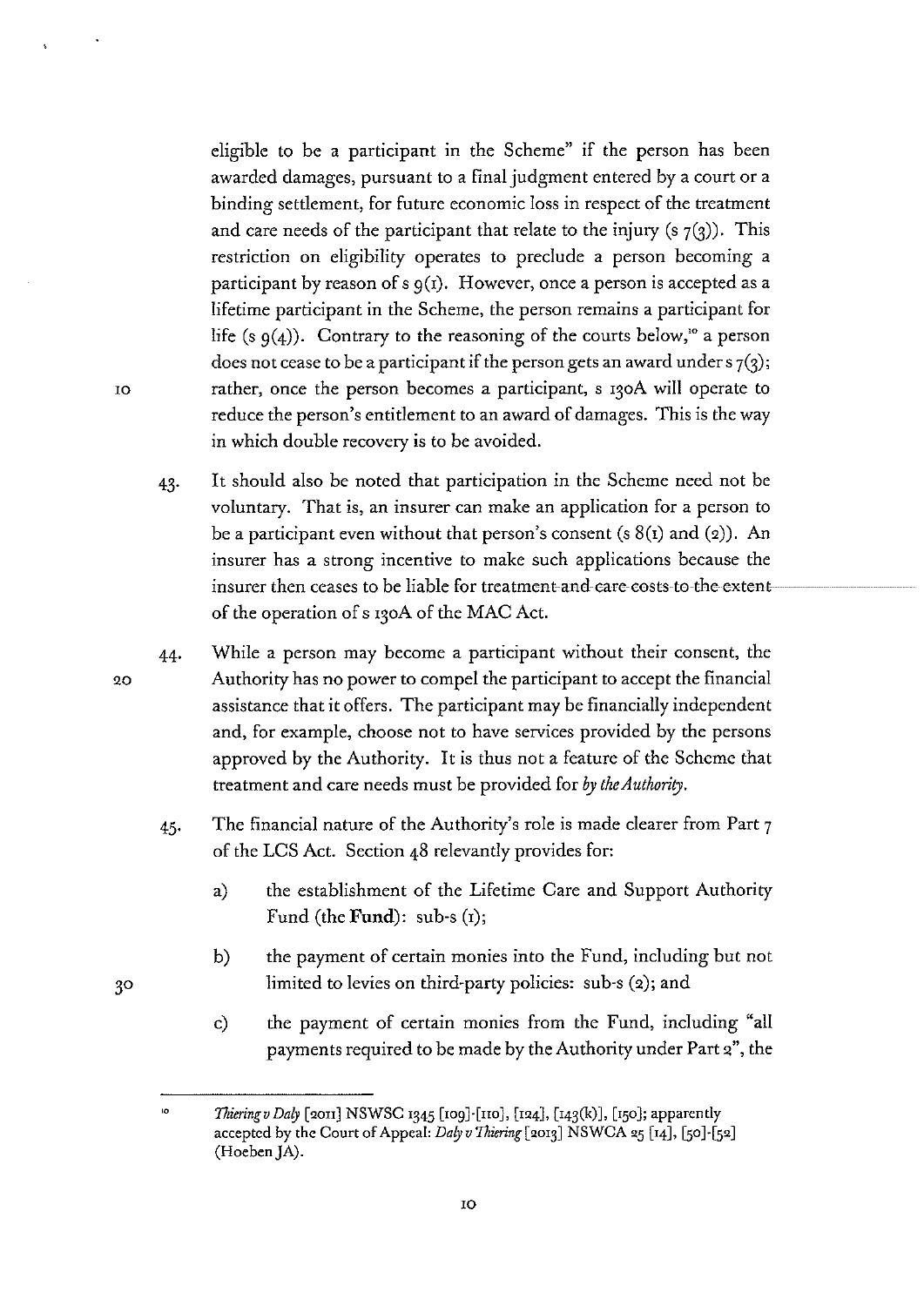eligible to be a participant in the Scheme" if the person has been awarded damages, pursuant to a final judgment entered by a court or a binding settlement, for future economic loss in respect of the treatment and care needs of the participant that relate to the injury (s 7(3)). This restriction on eligibility operates to preclude a person becoming a participant by reason of s 9(1). However, once a person is accepted as a lifetime participant in the Scheme, the person remains a participant for life (s 9(4)). Contrary to the reasoning of the courts below,[10] a person does not cease to be a participant if the person gets an award under s 7(3); rather, once the person becomes a participant, s 130A will operate to reduce the person's entitlement to an award of damages. This is the way in which double recovery is to be avoided.

43. It should also be noted that participation in the Scheme need not be voluntary. That is, an insurer can make an application for a person to be a participant even without that person's consent (s 8(1) and (2)). An insurer has a strong incentive to make such applications because the insurer then ceases to be liable for treatment and care costs to the extent of the operation of s 130A of the MAC Act.

44. While a person may become a participant without their consent, the Authority has no power to compel the participant to accept the financial assistance that it offers. The participant may be financially independent and, for example, choose not to have services provided by the persons approved by the Authority. It is thus not a feature of the Scheme that treatment and care needs must be provided for *by the Authority*.

45. The financial nature of the Authority's role is made clearer from Part 7 of the LCS Act. Section 48 relevantly provides for:

    a) the establishment of the Lifetime Care and Support Authority Fund (the **Fund**): sub-s (1);

    b) the payment of certain monies into the Fund, including but not limited to levies on third-party policies: sub-s (2); and

    c) the payment of certain monies from the Fund, including "all payments required to be made by the Authority under Part 2", the

---

[10] *Thiering v Daly* [2011] NSWSC 1345 [109]-[110], [124], [143(k)], [150]; apparently accepted by the Court of Appeal: *Daly v Thiering* [2013] NSWCA 25 [14], [50]-[52] (Hoeben JA).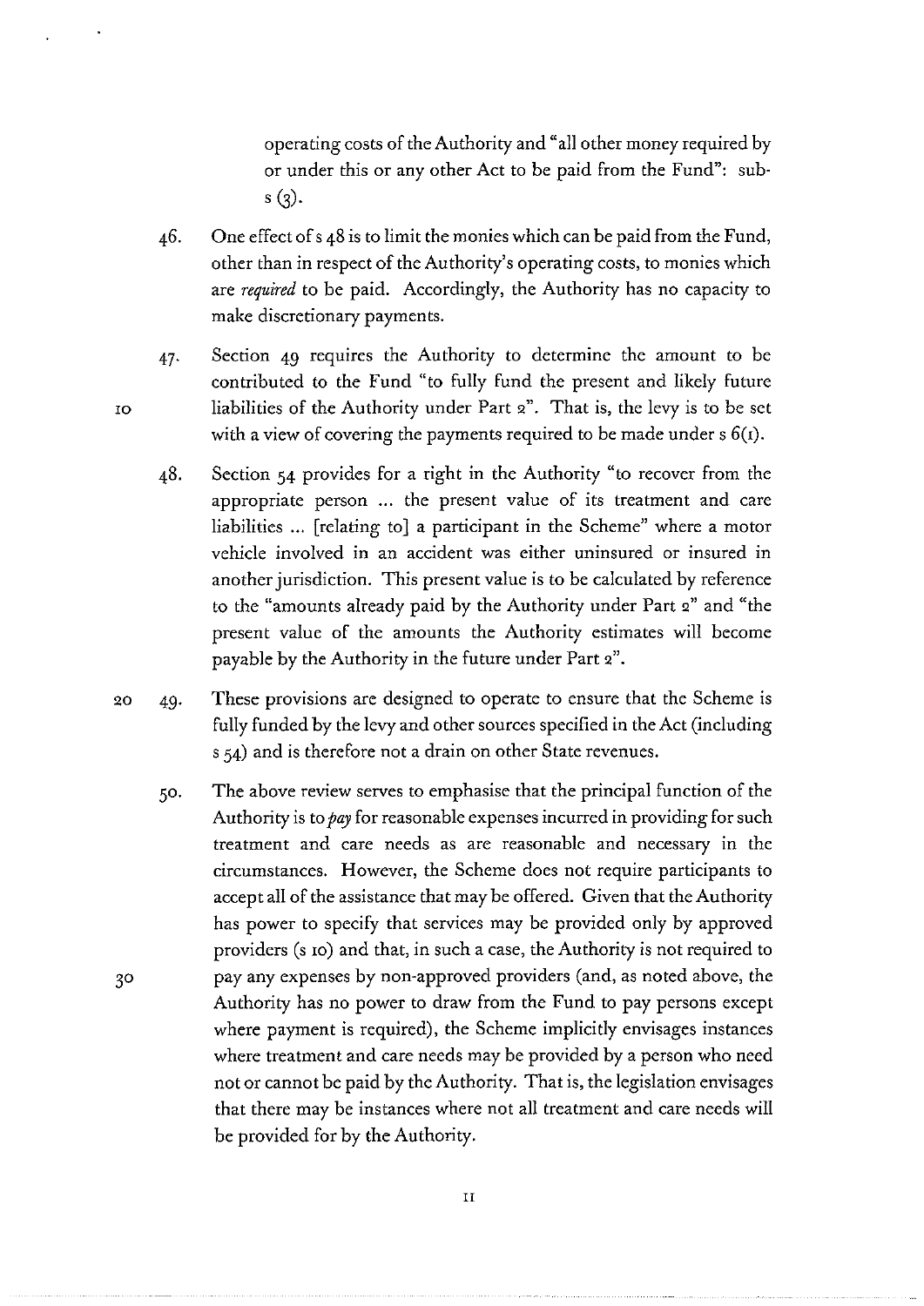operating costs of the Authority and "all other money required by or under this or any other Act to be paid from the Fund": sub-s (3).

46. One effect of s 48 is to limit the monies which can be paid from the Fund, other than in respect of the Authority's operating costs, to monies which are *required* to be paid. Accordingly, the Authority has no capacity to make discretionary payments.

47. Section 49 requires the Authority to determine the amount to be contributed to the Fund "to fully fund the present and likely future liabilities of the Authority under Part 2". That is, the levy is to be set with a view of covering the payments required to be made under s 6(1).

48. Section 54 provides for a right in the Authority "to recover from the appropriate person ... the present value of its treatment and care liabilities ... [relating to] a participant in the Scheme" where a motor vehicle involved in an accident was either uninsured or insured in another jurisdiction. This present value is to be calculated by reference to the "amounts already paid by the Authority under Part 2" and "the present value of the amounts the Authority estimates will become payable by the Authority in the future under Part 2".

49. These provisions are designed to operate to ensure that the Scheme is fully funded by the levy and other sources specified in the Act (including s 54) and is therefore not a drain on other State revenues.

50. The above review serves to emphasise that the principal function of the Authority is to *pay* for reasonable expenses incurred in providing for such treatment and care needs as are reasonable and necessary in the circumstances. However, the Scheme does not require participants to accept all of the assistance that may be offered. Given that the Authority has power to specify that services may be provided only by approved providers (s 10) and that, in such a case, the Authority is not required to pay any expenses by non-approved providers (and, as noted above, the Authority has no power to draw from the Fund to pay persons except where payment is required), the Scheme implicitly envisages instances where treatment and care needs may be provided by a person who need not or cannot be paid by the Authority. That is, the legislation envisages that there may be instances where not all treatment and care needs will be provided for by the Authority.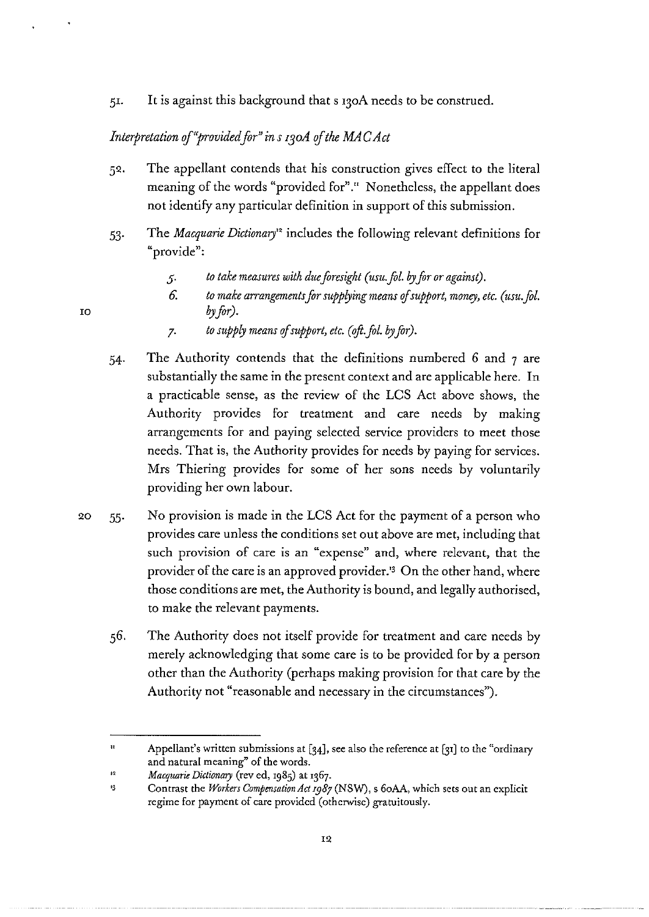51. It is against this background that s 130A needs to be construed.

*Interpretation of "provided for" in s 130A of the MAC Act*

52. The appellant contends that his construction gives effect to the literal meaning of the words "provided for".[11] Nonetheless, the appellant does not identify any particular definition in support of this submission.

53. The *Macquarie Dictionary*[12] includes the following relevant definitions for "provide":

   *5. to take measures with due foresight (usu. fol. by for or against).*
   *6. to make arrangements for supplying means of support, money, etc. (usu. fol. by for).*
   *7. to supply means of support, etc. (oft. fol. by for).*

54. The Authority contends that the definitions numbered 6 and 7 are substantially the same in the present context and are applicable here. In a practicable sense, as the review of the LCS Act above shows, the Authority provides for treatment and care needs by making arrangements for and paying selected service providers to meet those needs. That is, the Authority provides for needs by paying for services. Mrs Thiering provides for some of her sons needs by voluntarily providing her own labour.

55. No provision is made in the LCS Act for the payment of a person who provides care unless the conditions set out above are met, including that such provision of care is an "expense" and, where relevant, that the provider of the care is an approved provider.[13] On the other hand, where those conditions are met, the Authority is bound, and legally authorised, to make the relevant payments.

56. The Authority does not itself provide for treatment and care needs by merely acknowledging that some care is to be provided for by a person other than the Authority (perhaps making provision for that care by the Authority not "reasonable and necessary in the circumstances").

---

[11] Appellant's written submissions at [34], see also the reference at [31] to the "ordinary and natural meaning" of the words.

[12] *Macquarie Dictionary* (rev ed, 1985) at 1367.

[13] Contrast the *Workers Compensation Act 1987* (NSW), s 60AA, which sets out an explicit regime for payment of care provided (otherwise) gratuitously.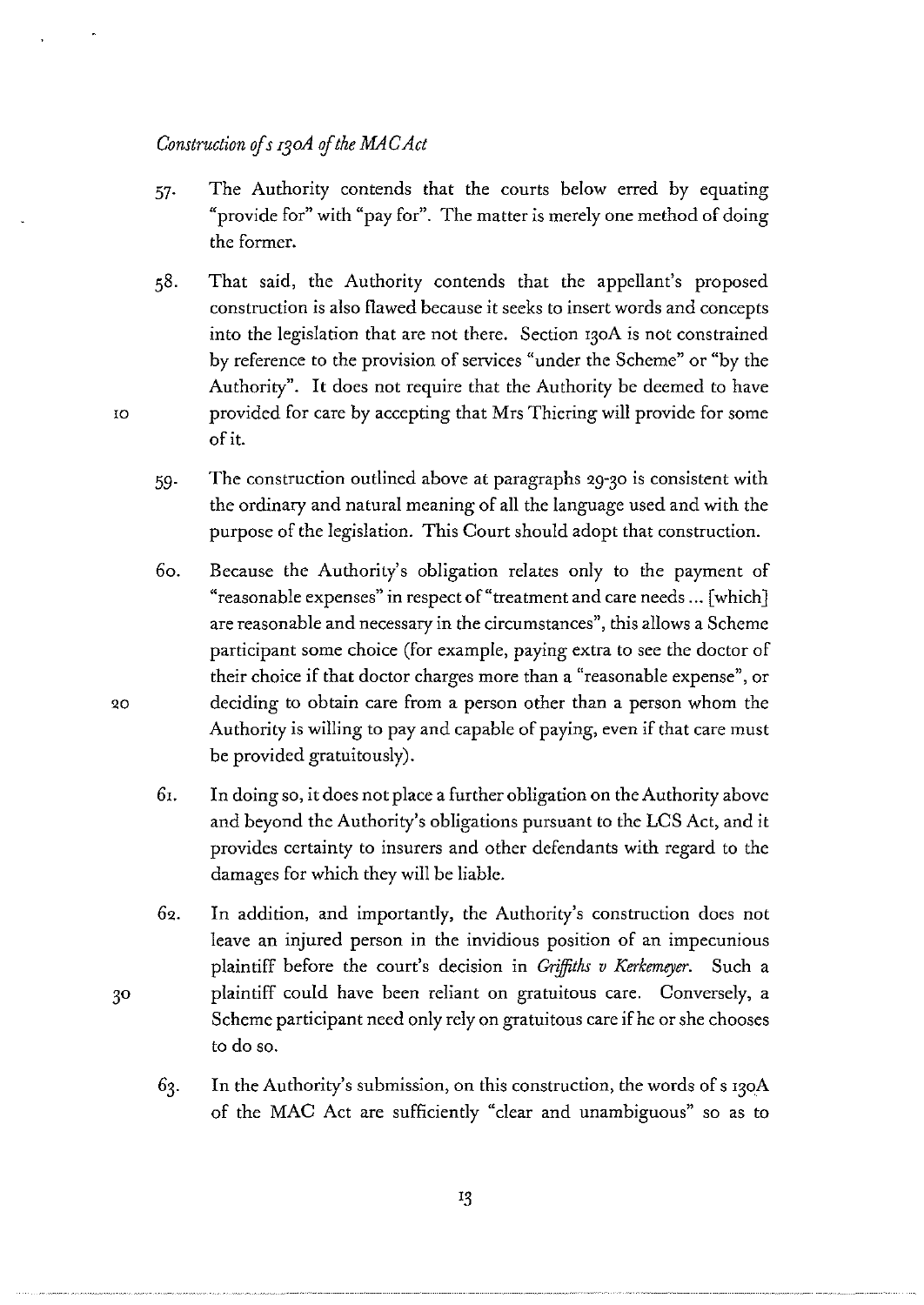*Construction of s 130A of the MAC Act*

57. The Authority contends that the courts below erred by equating "provide for" with "pay for". The matter is merely one method of doing the former.

58. That said, the Authority contends that the appellant's proposed construction is also flawed because it seeks to insert words and concepts into the legislation that are not there. Section 130A is not constrained by reference to the provision of services "under the Scheme" or "by the Authority". It does not require that the Authority be deemed to have provided for care by accepting that Mrs Thiering will provide for some of it.

59. The construction outlined above at paragraphs 29-30 is consistent with the ordinary and natural meaning of all the language used and with the purpose of the legislation. This Court should adopt that construction.

60. Because the Authority's obligation relates only to the payment of "reasonable expenses" in respect of "treatment and care needs ... [which] are reasonable and necessary in the circumstances", this allows a Scheme participant some choice (for example, paying extra to see the doctor of their choice if that doctor charges more than a "reasonable expense", or deciding to obtain care from a person other than a person whom the Authority is willing to pay and capable of paying, even if that care must be provided gratuitously).

61. In doing so, it does not place a further obligation on the Authority above and beyond the Authority's obligations pursuant to the LCS Act, and it provides certainty to insurers and other defendants with regard to the damages for which they will be liable.

62. In addition, and importantly, the Authority's construction does not leave an injured person in the invidious position of an impecunious plaintiff before the court's decision in *Griffiths v Kerkemeyer*. Such a plaintiff could have been reliant on gratuitous care. Conversely, a Scheme participant need only rely on gratuitous care if he or she chooses to do so.

63. In the Authority's submission, on this construction, the words of s 130A of the MAC Act are sufficiently "clear and unambiguous" so as to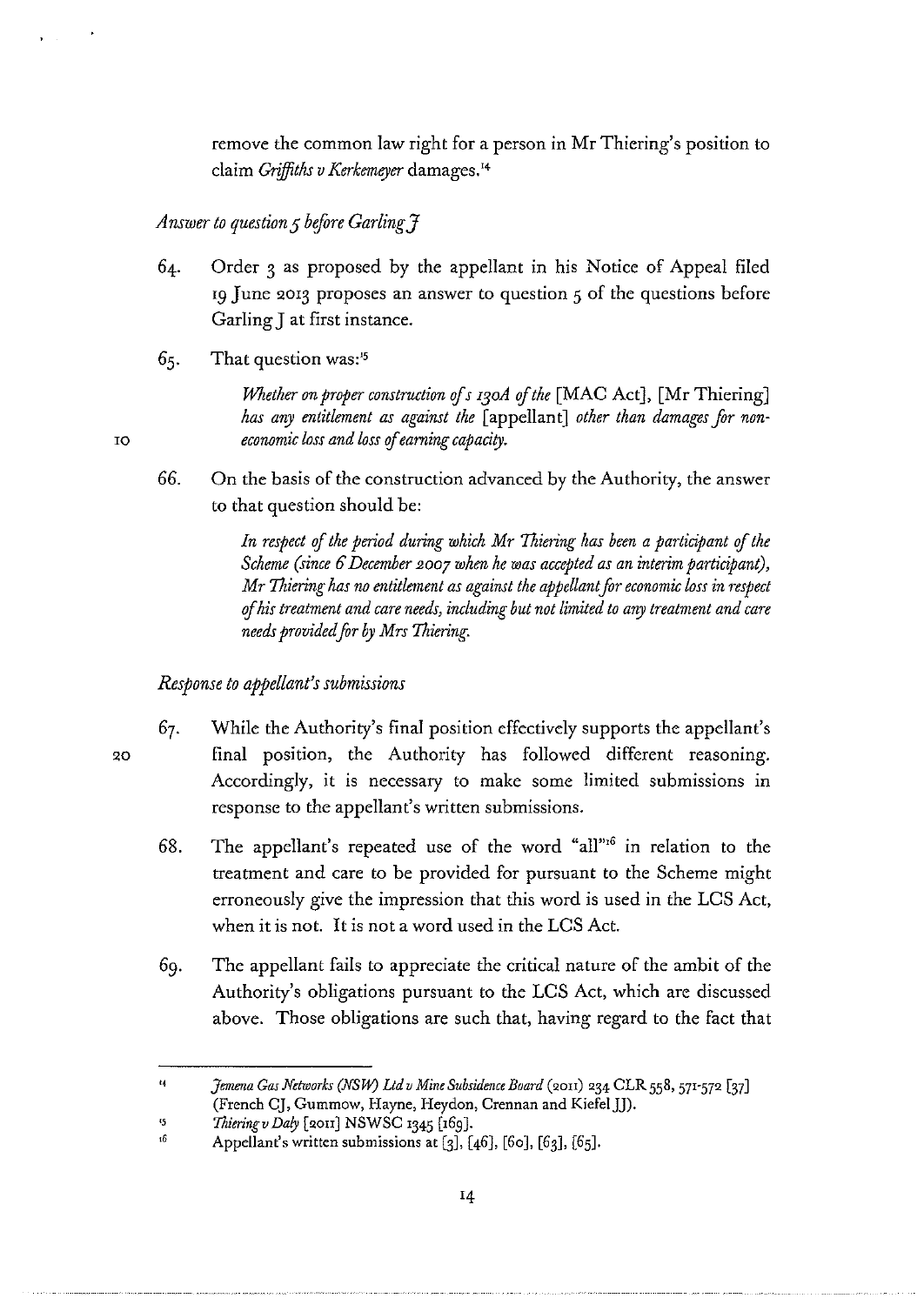remove the common law right for a person in Mr Thiering's position to claim *Griffiths v Kerkemeyer* damages.[14]

*Answer to question 5 before Garling J*

64. Order 3 as proposed by the appellant in his Notice of Appeal filed 19 June 2013 proposes an answer to question 5 of the questions before Garling J at first instance.

65. That question was:[15]

> *Whether on proper construction of s 130A of the* [MAC Act], [Mr Thiering] *has any entitlement as against the* [appellant] *other than damages for non-economic loss and loss of earning capacity.*

66. On the basis of the construction advanced by the Authority, the answer to that question should be:

> *In respect of the period during which Mr Thiering has been a participant of the Scheme (since 6 December 2007 when he was accepted as an interim participant), Mr Thiering has no entitlement as against the appellant for economic loss in respect of his treatment and care needs, including but not limited to any treatment and care needs provided for by Mrs Thiering.*

*Response to appellant's submissions*

67. While the Authority's final position effectively supports the appellant's final position, the Authority has followed different reasoning. Accordingly, it is necessary to make some limited submissions in response to the appellant's written submissions.

68. The appellant's repeated use of the word "all"[16] in relation to the treatment and care to be provided for pursuant to the Scheme might erroneously give the impression that this word is used in the LCS Act, when it is not. It is not a word used in the LCS Act.

69. The appellant fails to appreciate the critical nature of the ambit of the Authority's obligations pursuant to the LCS Act, which are discussed above. Those obligations are such that, having regard to the fact that

---

[14] *Jemena Gas Networks (NSW) Ltd v Mine Subsidence Board* (2011) 234 CLR 558, 571-572 [37] (French CJ, Gummow, Hayne, Heydon, Crennan and Kiefel JJ).

[15] *Thiering v Daly* [2011] NSWSC 1345 [169].

[16] Appellant's written submissions at [3], [46], [60], [63], [65].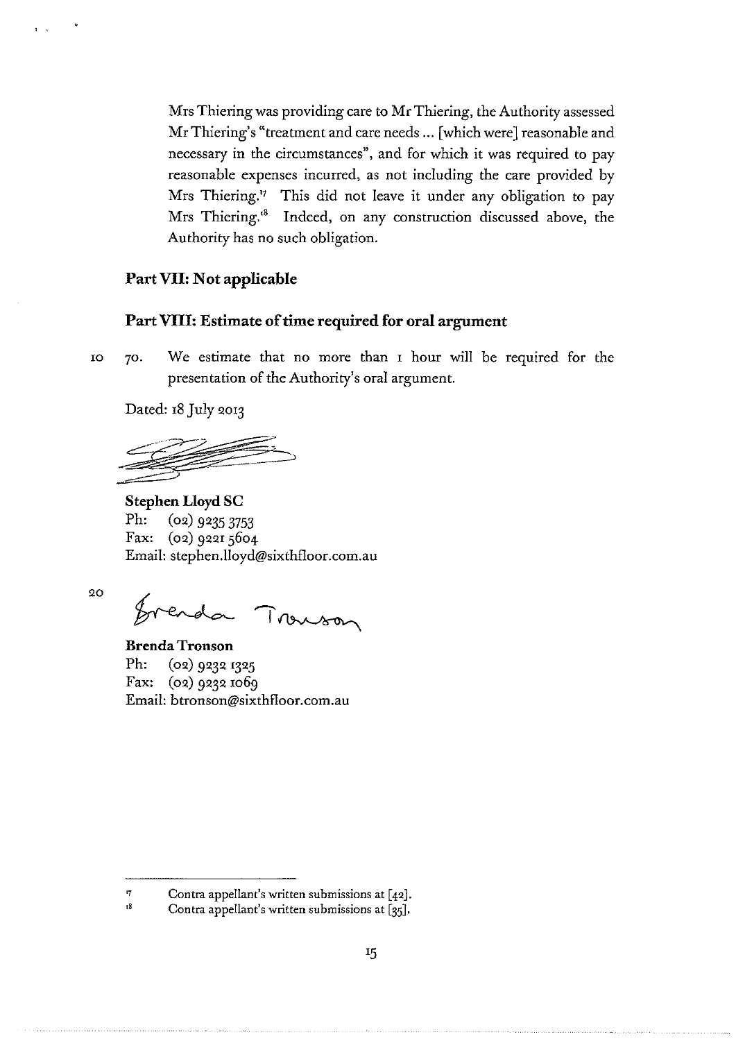Mrs Thiering was providing care to Mr Thiering, the Authority assessed Mr Thiering's "treatment and care needs ... [which were] reasonable and necessary in the circumstances", and for which it was required to pay reasonable expenses incurred, as not including the care provided by Mrs Thiering.[17] This did not leave it under any obligation to pay Mrs Thiering.[18] Indeed, on any construction discussed above, the Authority has no such obligation.

## Part VII: Not applicable

## Part VIII: Estimate of time required for oral argument

70. We estimate that no more than 1 hour will be required for the presentation of the Authority's oral argument.

Dated: 18 July 2013

**Stephen Lloyd SC**
Ph: (02) 9235 3753
Fax: (02) 9221 5604
Email: stephen.lloyd@sixthfloor.com.au

**Brenda Tronson**
Ph: (02) 9232 1325
Fax: (02) 9232 1069
Email: btronson@sixthfloor.com.au

---

[17] Contra appellant's written submissions at [42].

[18] Contra appellant's written submissions at [35].